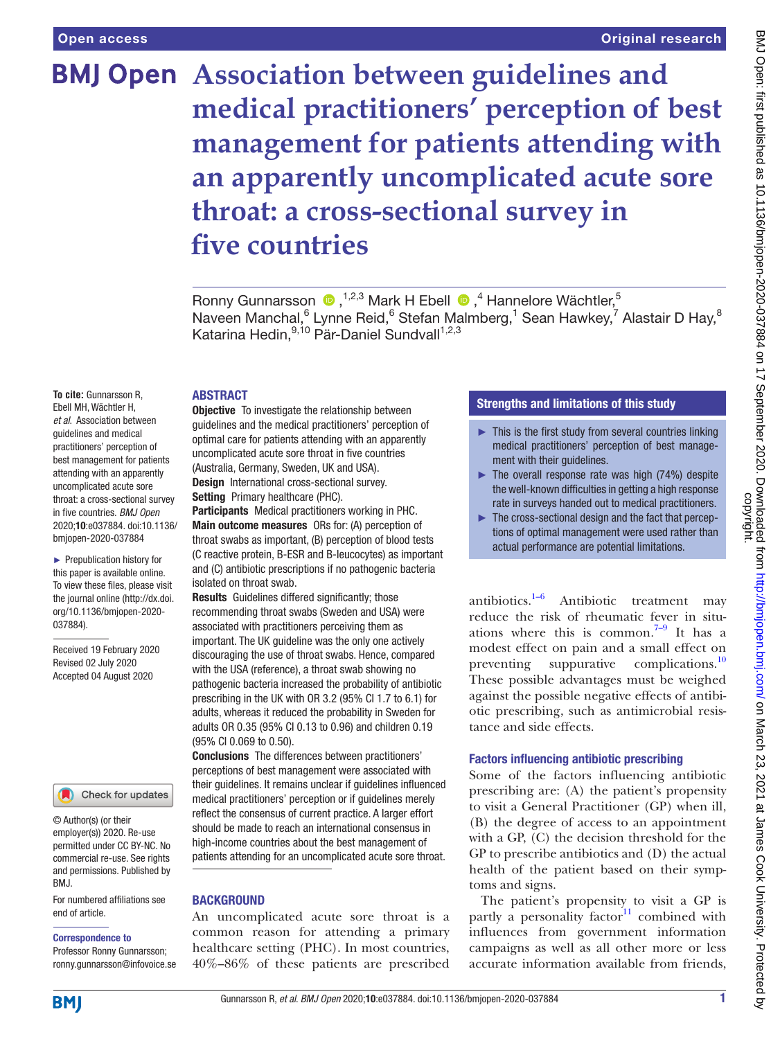# Association between guidelines and medical practitioners' perception of best management for patients attending with an apparently uncomplicated acute sore throat: a cross-sectional survey in five countries

Ronny Gunnarsson [1,2,3], Mark H Ebell [4], Hannelore Wächtler [5], Naveen Manchal [6], Lynne Reid [6], Stefan Malmberg [1], Sean Hawkey [7], Alastair D Hay [8], Katarina Hedin [9,10], Pär-Daniel Sundvall [1,2,3]

**To cite:** Gunnarsson R, Ebell MH, Wächtler H, *et al.* Association between guidelines and medical practitioners' perception of best management for patients attending with an apparently uncomplicated acute sore throat: a cross-sectional survey in five countries. *BMJ Open* 2020;**10**:e037884. doi:10.1136/bmjopen-2020-037884

► Prepublication history for this paper is available online. To view these files, please visit the journal online (http://dx.doi.org/10.1136/bmjopen-2020-037884).

Received 19 February 2020
Revised 02 July 2020
Accepted 04 August 2020

© Author(s) (or their employer(s)) 2020. Re-use permitted under CC BY-NC. No commercial re-use. See rights and permissions. Published by BMJ.

For numbered affiliations see end of article.

**Correspondence to**
Professor Ronny Gunnarsson; ronny.gunnarsson@infovoice.se

## ABSTRACT

**Objective** To investigate the relationship between guidelines and the medical practitioners' perception of optimal care for patients attending with an apparently uncomplicated acute sore throat in five countries (Australia, Germany, Sweden, UK and USA).

**Design** International cross-sectional survey.

**Setting** Primary healthcare (PHC).

**Participants** Medical practitioners working in PHC.

**Main outcome measures** ORs for: (A) perception of throat swabs as important, (B) perception of blood tests (C reactive protein, B-ESR and B-leucocytes) as important and (C) antibiotic prescriptions if no pathogenic bacteria isolated on throat swab.

**Results** Guidelines differed significantly; those recommending throat swabs (Sweden and USA) were associated with practitioners perceiving them as important. The UK guideline was the only one actively discouraging the use of throat swabs. Hence, compared with the USA (reference), a throat swab showing no pathogenic bacteria increased the probability of antibiotic prescribing in the UK with OR 3.2 (95% CI 1.7 to 6.1) for adults, whereas it reduced the probability in Sweden for adults OR 0.35 (95% CI 0.13 to 0.96) and children 0.19 (95% CI 0.069 to 0.50).

**Conclusions** The differences between practitioners' perceptions of best management were associated with their guidelines. It remains unclear if guidelines influenced medical practitioners' perception or if guidelines merely reflect the consensus of current practice. A larger effort should be made to reach an international consensus in high-income countries about the best management of patients attending for an uncomplicated acute sore throat.

## Strengths and limitations of this study

- ► This is the first study from several countries linking medical practitioners' perception of best management with their guidelines.
- ► The overall response rate was high (74%) despite the well-known difficulties in getting a high response rate in surveys handed out to medical practitioners.
- ► The cross-sectional design and the fact that perceptions of optimal management were used rather than actual performance are potential limitations.

## BACKGROUND

An uncomplicated acute sore throat is a common reason for attending a primary healthcare setting (PHC). In most countries, 40%–86% of these patients are prescribed antibiotics.[1–6] Antibiotic treatment may reduce the risk of rheumatic fever in situations where this is common.[7–9] It has a modest effect on pain and a small effect on preventing suppurative complications.[10] These possible advantages must be weighed against the possible negative effects of antibiotic prescribing, such as antimicrobial resistance and side effects.

### Factors influencing antibiotic prescribing

Some of the factors influencing antibiotic prescribing are: (A) the patient's propensity to visit a General Practitioner (GP) when ill, (B) the degree of access to an appointment with a GP, (C) the decision threshold for the GP to prescribe antibiotics and (D) the actual health of the patient based on their symptoms and signs.

The patient's propensity to visit a GP is partly a personality factor[11] combined with influences from government information campaigns as well as all other more or less accurate information available from friends,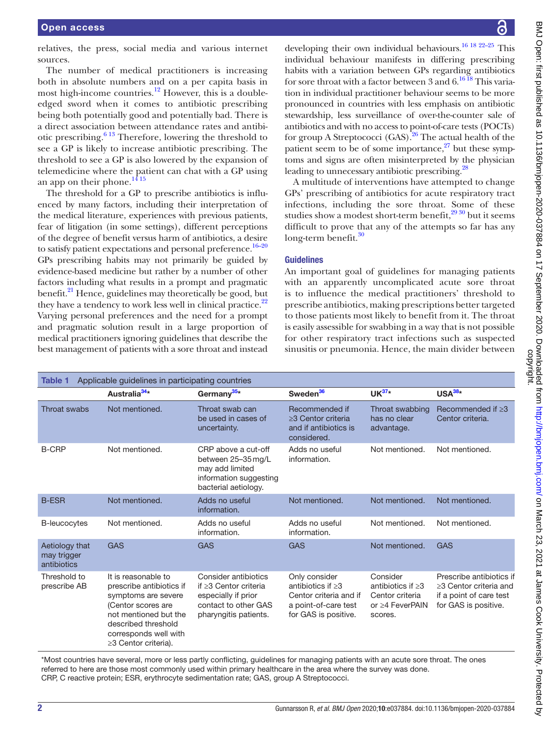relatives, the press, social media and various internet sources.

The number of medical practitioners is increasing both in absolute numbers and on a per capita basis in most high-income countries.[12] However, this is a double-edged sword when it comes to antibiotic prescribing being both potentially good and potentially bad. There is a direct association between attendance rates and antibiotic prescribing.[6 13] Therefore, lowering the threshold to see a GP is likely to increase antibiotic prescribing. The threshold to see a GP is also lowered by the expansion of telemedicine where the patient can chat with a GP using an app on their phone.[14 15]

The threshold for a GP to prescribe antibiotics is influenced by many factors, including their interpretation of the medical literature, experiences with previous patients, fear of litigation (in some settings), different perceptions of the degree of benefit versus harm of antibiotics, a desire to satisfy patient expectations and personal preference.[16–20] GPs prescribing habits may not primarily be guided by evidence-based medicine but rather by a number of other factors including what results in a prompt and pragmatic benefit.[21] Hence, guidelines may theoretically be good, but they have a tendency to work less well in clinical practice.[22] Varying personal preferences and the need for a prompt and pragmatic solution result in a large proportion of medical practitioners ignoring guidelines that describe the best management of patients with a sore throat and instead developing their own individual behaviours.[16 18 22–25] This individual behaviour manifests in differing prescribing habits with a variation between GPs regarding antibiotics for sore throat with a factor between 3 and 6.[16 18] This variation in individual practitioner behaviour seems to be more pronounced in countries with less emphasis on antibiotic stewardship, less surveillance of over-the-counter sale of antibiotics and with no access to point-of-care tests (POCTs) for group A Streptococci (GAS).[26] The actual health of the patient seem to be of some importance,[27] but these symptoms and signs are often misinterpreted by the physician leading to unnecessary antibiotic prescribing.[28]

A multitude of interventions have attempted to change GPs' prescribing of antibiotics for acute respiratory tract infections, including the sore throat. Some of these studies show a modest short-term benefit,[29 30] but it seems difficult to prove that any of the attempts so far has any long-term benefit.[30]

## Guidelines

An important goal of guidelines for managing patients with an apparently uncomplicated acute sore throat is to influence the medical practitioners' threshold to prescribe antibiotics, making prescriptions better targeted to those patients most likely to benefit from it. The throat is easily assessible for swabbing in a way that is not possible for other respiratory tract infections such as suspected sinusitis or pneumonia. Hence, the main divider between

**Table 1** Applicable guidelines in participating countries

| | Australia[34]* | Germany[35]* | Sweden[36] | UK[37]* | USA[38]* |
|---|---|---|---|---|---|
| Throat swabs | Not mentioned. | Throat swab can be used in cases of uncertainty. | Recommended if ≥3 Centor criteria and if antibiotics is considered. | Throat swabbing has no clear advantage. | Recommended if ≥3 Centor criteria. |
| B-CRP | Not mentioned. | CRP above a cut-off between 25–35 mg/L may add limited information suggesting bacterial aetiology. | Adds no useful information. | Not mentioned. | Not mentioned. |
| B-ESR | Not mentioned. | Adds no useful information. | Not mentioned. | Not mentioned. | Not mentioned. |
| B-leucocytes | Not mentioned. | Adds no useful information. | Adds no useful information. | Not mentioned. | Not mentioned. |
| Aetiology that may trigger antibiotics | GAS | GAS | GAS | Not mentioned. | GAS |
| Threshold to prescribe AB | It is reasonable to prescribe antibiotics if symptoms are severe (Centor scores are not mentioned but the described threshold corresponds well with ≥3 Centor criteria). | Consider antibiotics if ≥3 Centor criteria especially if prior contact to other GAS pharyngitis patients. | Only consider antibiotics if ≥3 Centor criteria and if a point-of-care test for GAS is positive. | Consider antibiotics if ≥3 Centor criteria or ≥4 FeverPAIN scores. | Prescribe antibiotics if ≥3 Centor criteria and if a point of care test for GAS is positive. |

*Most countries have several, more or less partly conflicting, guidelines for managing patients with an acute sore throat. The ones referred to here are those most commonly used within primary healthcare in the area where the survey was done.
CRP, C reactive protein; ESR, erythrocyte sedimentation rate; GAS, group A Streptococci.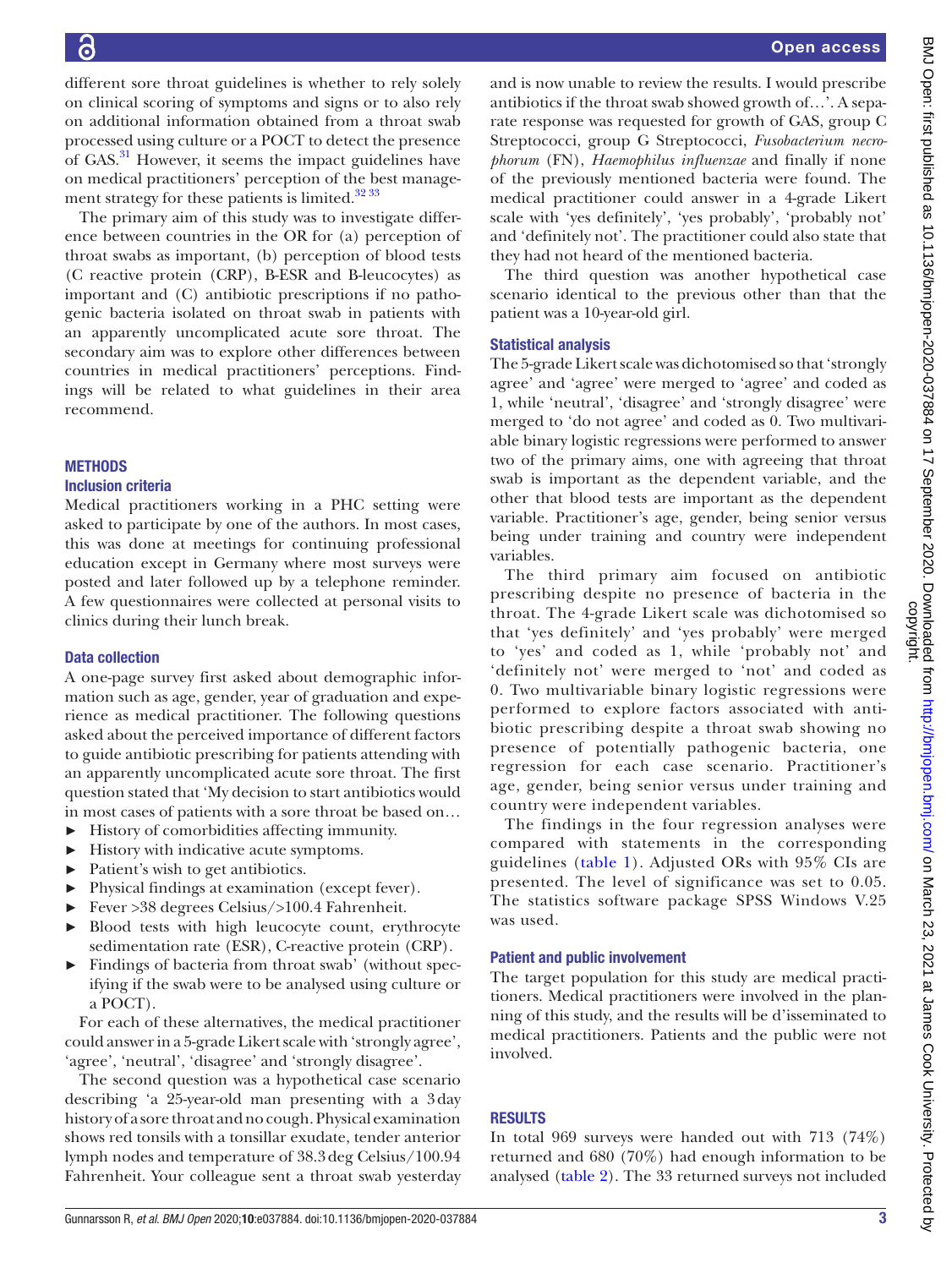different sore throat guidelines is whether to rely solely on clinical scoring of symptoms and signs or to also rely on additional information obtained from a throat swab processed using culture or a POCT to detect the presence of GAS.[31] However, it seems the impact guidelines have on medical practitioners' perception of the best management strategy for these patients is limited.[32 33]

The primary aim of this study was to investigate difference between countries in the OR for (a) perception of throat swabs as important, (b) perception of blood tests (C reactive protein (CRP), B-ESR and B-leucocytes) as important and (C) antibiotic prescriptions if no pathogenic bacteria isolated on throat swab in patients with an apparently uncomplicated acute sore throat. The secondary aim was to explore other differences between countries in medical practitioners' perceptions. Findings will be related to what guidelines in their area recommend.

## METHODS

### Inclusion criteria

Medical practitioners working in a PHC setting were asked to participate by one of the authors. In most cases, this was done at meetings for continuing professional education except in Germany where most surveys were posted and later followed up by a telephone reminder. A few questionnaires were collected at personal visits to clinics during their lunch break.

### Data collection

A one-page survey first asked about demographic information such as age, gender, year of graduation and experience as medical practitioner. The following questions asked about the perceived importance of different factors to guide antibiotic prescribing for patients attending with an apparently uncomplicated acute sore throat. The first question stated that 'My decision to start antibiotics would in most cases of patients with a sore throat be based on…

- History of comorbidities affecting immunity.
- History with indicative acute symptoms.
- Patient's wish to get antibiotics.
- Physical findings at examination (except fever).
- Fever >38 degrees Celsius/>100.4 Fahrenheit.
- Blood tests with high leucocyte count, erythrocyte sedimentation rate (ESR), C-reactive protein (CRP).
- Findings of bacteria from throat swab' (without specifying if the swab were to be analysed using culture or a POCT).

For each of these alternatives, the medical practitioner could answer in a 5-grade Likert scale with 'strongly agree', 'agree', 'neutral', 'disagree' and 'strongly disagree'.

The second question was a hypothetical case scenario describing 'a 25-year-old man presenting with a 3 day history of a sore throat and no cough. Physical examination shows red tonsils with a tonsillar exudate, tender anterior lymph nodes and temperature of 38.3 deg Celsius/100.94 Fahrenheit. Your colleague sent a throat swab yesterday and is now unable to review the results. I would prescribe antibiotics if the throat swab showed growth of…'. A separate response was requested for growth of GAS, group C Streptococci, group G Streptococci, *Fusobacterium necrophorum* (FN), *Haemophilus influenzae* and finally if none of the previously mentioned bacteria were found. The medical practitioner could answer in a 4-grade Likert scale with 'yes definitely', 'yes probably', 'probably not' and 'definitely not'. The practitioner could also state that they had not heard of the mentioned bacteria.

The third question was another hypothetical case scenario identical to the previous other than that the patient was a 10-year-old girl.

### Statistical analysis

The 5-grade Likert scale was dichotomised so that 'strongly agree' and 'agree' were merged to 'agree' and coded as 1, while 'neutral', 'disagree' and 'strongly disagree' were merged to 'do not agree' and coded as 0. Two multivariable binary logistic regressions were performed to answer two of the primary aims, one with agreeing that throat swab is important as the dependent variable, and the other that blood tests are important as the dependent variable. Practitioner's age, gender, being senior versus being under training and country were independent variables.

The third primary aim focused on antibiotic prescribing despite no presence of bacteria in the throat. The 4-grade Likert scale was dichotomised so that 'yes definitely' and 'yes probably' were merged to 'yes' and coded as 1, while 'probably not' and 'definitely not' were merged to 'not' and coded as 0. Two multivariable binary logistic regressions were performed to explore factors associated with antibiotic prescribing despite a throat swab showing no presence of potentially pathogenic bacteria, one regression for each case scenario. Practitioner's age, gender, being senior versus under training and country were independent variables.

The findings in the four regression analyses were compared with statements in the corresponding guidelines (table 1). Adjusted ORs with 95% CIs are presented. The level of significance was set to 0.05. The statistics software package SPSS Windows V.25 was used.

### Patient and public involvement

The target population for this study are medical practitioners. Medical practitioners were involved in the planning of this study, and the results will be d'isseminated to medical practitioners. Patients and the public were not involved.

## RESULTS

In total 969 surveys were handed out with 713 (74%) returned and 680 (70%) had enough information to be analysed (table 2). The 33 returned surveys not included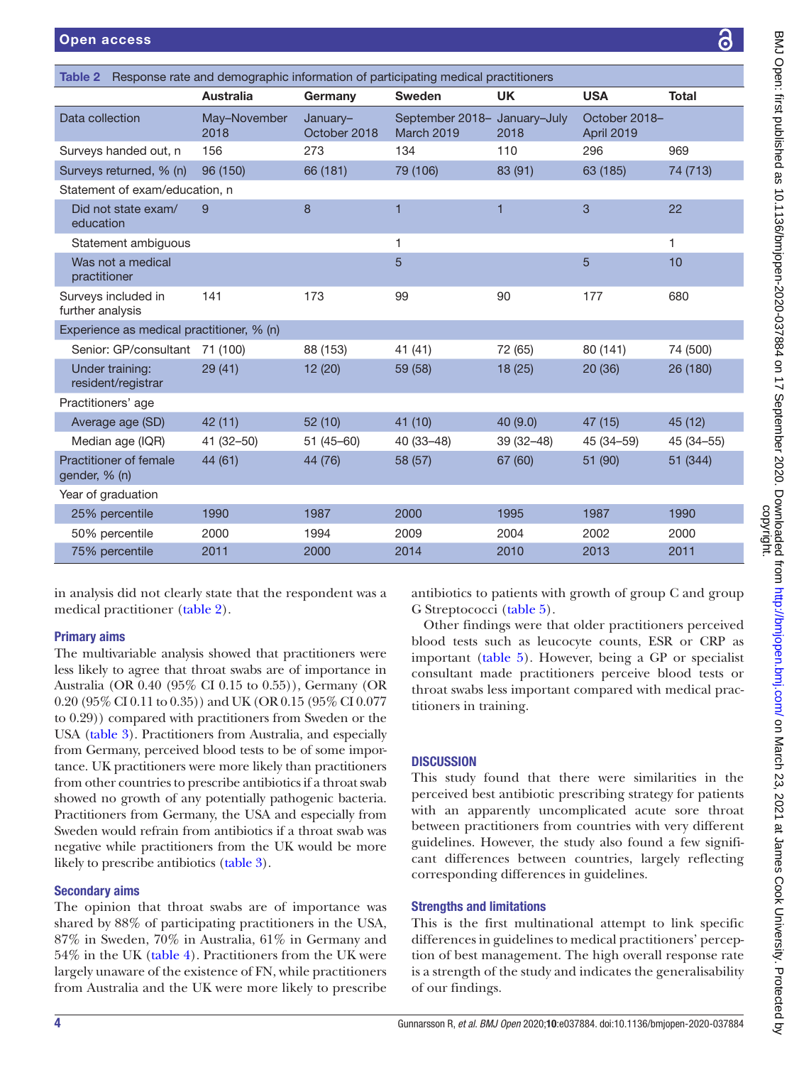**Table 2** Response rate and demographic information of participating medical practitioners

| | Australia | Germany | Sweden | UK | USA | Total |
|---|---|---|---|---|---|---|
| Data collection | May–November 2018 | January–October 2018 | September 2018–March 2019 | January–July 2018 | October 2018–April 2019 | |
| Surveys handed out, n | 156 | 273 | 134 | 110 | 296 | 969 |
| Surveys returned, % (n) | 96 (150) | 66 (181) | 79 (106) | 83 (91) | 63 (185) | 74 (713) |
| Statement of exam/education, n | | | | | | |
| Did not state exam/education | 9 | 8 | 1 | 1 | 3 | 22 |
| Statement ambiguous | | | 1 | | | 1 |
| Was not a medical practitioner | | | 5 | | 5 | 10 |
| Surveys included in further analysis | 141 | 173 | 99 | 90 | 177 | 680 |
| Experience as medical practitioner, % (n) | | | | | | |
| Senior: GP/consultant | 71 (100) | 88 (153) | 41 (41) | 72 (65) | 80 (141) | 74 (500) |
| Under training: resident/registrar | 29 (41) | 12 (20) | 59 (58) | 18 (25) | 20 (36) | 26 (180) |
| Practitioners' age | | | | | | |
| Average age (SD) | 42 (11) | 52 (10) | 41 (10) | 40 (9.0) | 47 (15) | 45 (12) |
| Median age (IQR) | 41 (32–50) | 51 (45–60) | 40 (33–48) | 39 (32–48) | 45 (34–59) | 45 (34–55) |
| Practitioner of female gender, % (n) | 44 (61) | 44 (76) | 58 (57) | 67 (60) | 51 (90) | 51 (344) |
| Year of graduation | | | | | | |
| 25% percentile | 1990 | 1987 | 2000 | 1995 | 1987 | 1990 |
| 50% percentile | 2000 | 1994 | 2009 | 2004 | 2002 | 2000 |
| 75% percentile | 2011 | 2000 | 2014 | 2010 | 2013 | 2011 |

in analysis did not clearly state that the respondent was a medical practitioner (table 2).

### Primary aims

The multivariable analysis showed that practitioners were less likely to agree that throat swabs are of importance in Australia (OR 0.40 (95% CI 0.15 to 0.55)), Germany (OR 0.20 (95% CI 0.11 to 0.35)) and UK (OR 0.15 (95% CI 0.077 to 0.29)) compared with practitioners from Sweden or the USA (table 3). Practitioners from Australia, and especially from Germany, perceived blood tests to be of some importance. UK practitioners were more likely than practitioners from other countries to prescribe antibiotics if a throat swab showed no growth of any potentially pathogenic bacteria. Practitioners from Germany, the USA and especially from Sweden would refrain from antibiotics if a throat swab was negative while practitioners from the UK would be more likely to prescribe antibiotics (table 3).

### Secondary aims

The opinion that throat swabs are of importance was shared by 88% of participating practitioners in the USA, 87% in Sweden, 70% in Australia, 61% in Germany and 54% in the UK (table 4). Practitioners from the UK were largely unaware of the existence of FN, while practitioners from Australia and the UK were more likely to prescribe antibiotics to patients with growth of group C and group G Streptococci (table 5).

Other findings were that older practitioners perceived blood tests such as leucocyte counts, ESR or CRP as important (table 5). However, being a GP or specialist consultant made practitioners perceive blood tests or throat swabs less important compared with medical practitioners in training.

## DISCUSSION

This study found that there were similarities in the perceived best antibiotic prescribing strategy for patients with an apparently uncomplicated acute sore throat between practitioners from countries with very different guidelines. However, the study also found a few significant differences between countries, largely reflecting corresponding differences in guidelines.

### Strengths and limitations

This is the first multinational attempt to link specific differences in guidelines to medical practitioners' perception of best management. The high overall response rate is a strength of the study and indicates the generalisability of our findings.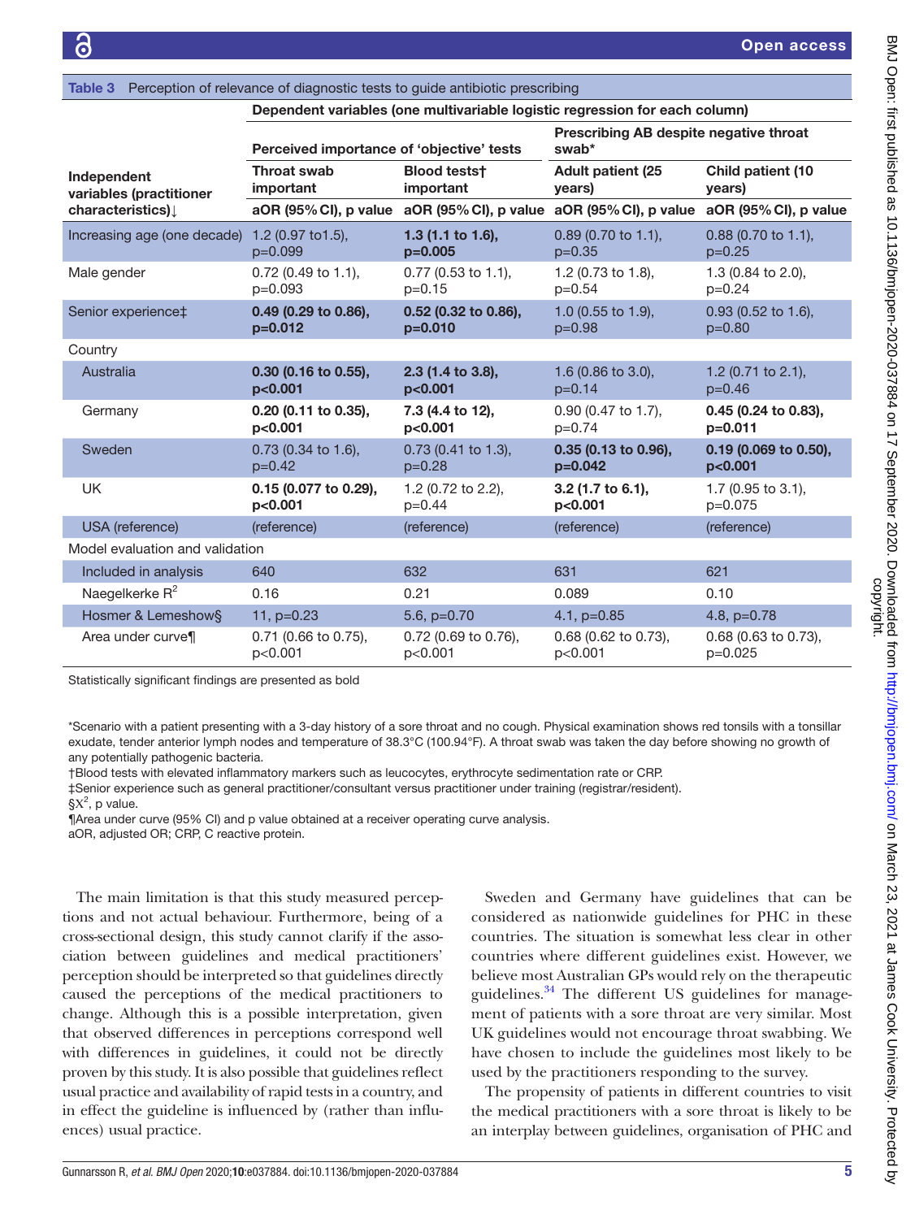Table 3 Perception of relevance of diagnostic tests to guide antibiotic prescribing

| Independent variables (practitioner characteristics)↓ | Dependent variables (one multivariable logistic regression for each column) | | | |
|---|---|---|---|---|
| | Perceived importance of 'objective' tests | | Prescribing AB despite negative throat swab* | |
| | Throat swab important | Blood tests† important | Adult patient (25 years) | Child patient (10 years) |
| | aOR (95% CI), p value | aOR (95% CI), p value | aOR (95% CI), p value | aOR (95% CI), p value |
| Increasing age (one decade) | 1.2 (0.97 to1.5), p=0.099 | **1.3 (1.1 to 1.6), p=0.005** | 0.89 (0.70 to 1.1), p=0.35 | 0.88 (0.70 to 1.1), p=0.25 |
| Male gender | 0.72 (0.49 to 1.1), p=0.093 | 0.77 (0.53 to 1.1), p=0.15 | 1.2 (0.73 to 1.8), p=0.54 | 1.3 (0.84 to 2.0), p=0.24 |
| Senior experience‡ | **0.49 (0.29 to 0.86), p=0.012** | **0.52 (0.32 to 0.86), p=0.010** | 1.0 (0.55 to 1.9), p=0.98 | 0.93 (0.52 to 1.6), p=0.80 |
| Country | | | | |
| Australia | **0.30 (0.16 to 0.55), p<0.001** | **2.3 (1.4 to 3.8), p<0.001** | 1.6 (0.86 to 3.0), p=0.14 | 1.2 (0.71 to 2.1), p=0.46 |
| Germany | **0.20 (0.11 to 0.35), p<0.001** | **7.3 (4.4 to 12), p<0.001** | 0.90 (0.47 to 1.7), p=0.74 | **0.45 (0.24 to 0.83), p=0.011** |
| Sweden | 0.73 (0.34 to 1.6), p=0.42 | 0.73 (0.41 to 1.3), p=0.28 | **0.35 (0.13 to 0.96), p=0.042** | **0.19 (0.069 to 0.50), p<0.001** |
| UK | **0.15 (0.077 to 0.29), p<0.001** | 1.2 (0.72 to 2.2), p=0.44 | **3.2 (1.7 to 6.1), p<0.001** | 1.7 (0.95 to 3.1), p=0.075 |
| USA (reference) | (reference) | (reference) | (reference) | (reference) |
| Model evaluation and validation | | | | |
| Included in analysis | 640 | 632 | 631 | 621 |
| Naegelkerke $R^2$ | 0.16 | 0.21 | 0.089 | 0.10 |
| Hosmer & Lemeshow§ | 11, p=0.23 | 5.6, p=0.70 | 4.1, p=0.85 | 4.8, p=0.78 |
| Area under curve¶ | 0.71 (0.66 to 0.75), p<0.001 | 0.72 (0.69 to 0.76), p<0.001 | 0.68 (0.62 to 0.73), p<0.001 | 0.68 (0.63 to 0.73), p=0.025 |

Statistically significant findings are presented as bold

*Scenario with a patient presenting with a 3-day history of a sore throat and no cough. Physical examination shows red tonsils with a tonsillar exudate, tender anterior lymph nodes and temperature of 38.3°C (100.94°F). A throat swab was taken the day before showing no growth of any potentially pathogenic bacteria.
†Blood tests with elevated inflammatory markers such as leucocytes, erythrocyte sedimentation rate or CRP.
‡Senior experience such as general practitioner/consultant versus practitioner under training (registrar/resident).
§$X^2$, p value.
¶Area under curve (95% CI) and p value obtained at a receiver operating curve analysis.
aOR, adjusted OR; CRP, C reactive protein.

The main limitation is that this study measured perceptions and not actual behaviour. Furthermore, being of a cross-sectional design, this study cannot clarify if the association between guidelines and medical practitioners' perception should be interpreted so that guidelines directly caused the perceptions of the medical practitioners to change. Although this is a possible interpretation, given that observed differences in perceptions correspond well with differences in guidelines, it could not be directly proven by this study. It is also possible that guidelines reflect usual practice and availability of rapid tests in a country, and in effect the guideline is influenced by (rather than influences) usual practice.

Sweden and Germany have guidelines that can be considered as nationwide guidelines for PHC in these countries. The situation is somewhat less clear in other countries where different guidelines exist. However, we believe most Australian GPs would rely on the therapeutic guidelines.[34] The different US guidelines for management of patients with a sore throat are very similar. Most UK guidelines would not encourage throat swabbing. We have chosen to include the guidelines most likely to be used by the practitioners responding to the survey.

The propensity of patients in different countries to visit the medical practitioners with a sore throat is likely to be an interplay between guidelines, organisation of PHC and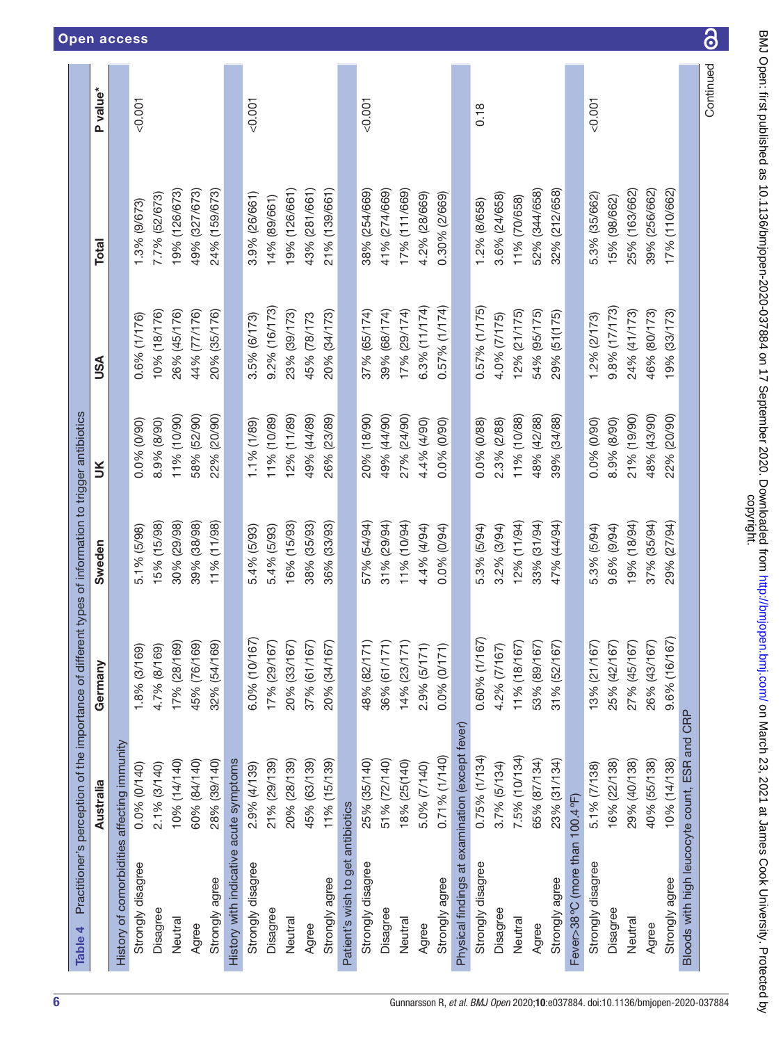**Table 4** Practitioner's perception of the importance of different types of information to trigger antibiotics

| | Australia | Germany | Sweden | UK | USA | Total | P value* |
|---|---|---|---|---|---|---|---|
| **History of comorbidities affecting immunity** | | | | | | | |
| Strongly disagree | 0.0% (0/140) | 1.8% (3/169) | 5.1% (5/98) | 0.0% (0/90) | 0.6% (1/176) | 1.3% (9/673) | <0.001 |
| Disagree | 2.1% (3/140) | 4.7% (8/169) | 15% (15/98) | 8.9% (8/90) | 10% (18/176) | 7.7% (52/673) | |
| Neutral | 10% (14/140) | 17% (28/169) | 30% (29/98) | 11% (10/90) | 26% (45/176) | 19% (126/673) | |
| Agree | 60% (84/140) | 45% (76/169) | 39% (38/98) | 58% (52/90) | 44% (77/176) | 49% (327/673) | |
| Strongly agree | 28% (39/140) | 32% (54/169) | 11% (11/98) | 22% (20/90) | 20% (35/176) | 24% (159/673) | |
| **History with indicative acute symptoms** | | | | | | | |
| Strongly disagree | 2.9% (4/139) | 6.0% (10/167) | 5.4% (5/93) | 1.1% (1/89) | 3.5% (6/173) | 3.9% (26/661) | <0.001 |
| Disagree | 21% (29/139) | 17% (29/167) | 5.4% (5/93) | 11% (10/89) | 9.2% (16/173) | 14% (89/661) | |
| Neutral | 20% (28/139) | 20% (33/167) | 16% (15/93) | 12% (11/89) | 23% (39/173) | 19% (126/661) | |
| Agree | 45% (63/139) | 37% (61/167) | 38% (35/93) | 49% (44/89) | 45% (78/173 | 43% (281/661) | |
| Strongly agree | 11% (15/139) | 20% (34/167) | 36% (33/93) | 26% (23/89) | 20% (34/173) | 21% (139/661) | |
| **Patient's wish to get antibiotics** | | | | | | | |
| Strongly disagree | 25% (35/140) | 48% (82/171) | 57% (54/94) | 20% (18/90) | 37% (65/174) | 38% (254/669) | <0.001 |
| Disagree | 51% (72/140) | 36% (61/171) | 31% (29/94) | 49% (44/90) | 39% (68/174) | 41% (274/669) | |
| Neutral | 18% (25/140) | 14% (23/171) | 11% (10/94) | 27% (24/90) | 17% (29/174) | 17% (111/669) | |
| Agree | 5.0% (7/140) | 2.9% (5/171) | 4.4% (4/94) | 4.4% (4/90) | 6.3% (11/174) | 4.2% (28/669) | |
| Strongly agree | 0.71% (1/140) | 0.0% (0/171) | 0.0% (0/94) | 0.0% (0/90) | 0.57% (1/174) | 0.30% (2/669) | |
| **Physical findings at examination (except fever)** | | | | | | | |
| Strongly disagree | 0.75% (1/134) | 0.60% (1/167) | 5.3% (5/94) | 0.0% (0/88) | 0.57% (1/175) | 1.2% (8/658) | 0.18 |
| Disagree | 3.7% (5/134) | 4.2% (7/167) | 3.2% (3/94) | 2.3% (2/88) | 4.0% (7/175) | 3.6% (24/658) | |
| Neutral | 7.5% (10/134) | 11% (18/167) | 12% (11/94) | 11% (10/88) | 12% (21/175) | 11% (70/658) | |
| Agree | 65% (87/134) | 53% (89/167) | 33% (31/94) | 48% (42/88) | 54% (95/175) | 52% (344/658) | |
| Strongly agree | 23% (31/134) | 31% (52/167) | 47% (44/94) | 39% (34/88) | 29% (51(175) | 32% (212/658) | |
| **Fever>38 °C (more than 100.4 °F)** | | | | | | | |
| Strongly disagree | 5.1% (7/138) | 13% (21/167) | 5.3% (5/94) | 0.0% (0/90) | 1.2% (2/173) | 5.3% (35/662) | <0.001 |
| Disagree | 16% (22/138) | 25% (42/167) | 9.6% (9/94) | 8.9% (8/90) | 9.8% (17/173) | 15% (98/662) | |
| Neutral | 29% (40/138) | 27% (45/167) | 19% (18/94) | 21% (19/90) | 24% (41/173) | 25% (163/662) | |
| Agree | 40% (55/138) | 26% (43/167) | 37% (35/94) | 48% (43/90) | 46% (80/173) | 39% (256/662) | |
| Strongly agree | 10% (14/138) | 9.6% (16/167) | 29% (27/94) | 22% (20/90) | 19% (33/173) | 17% (110/662) | |
| **Bloods with high leucocyte count, ESR and CRP** | | | | | | | |

Continued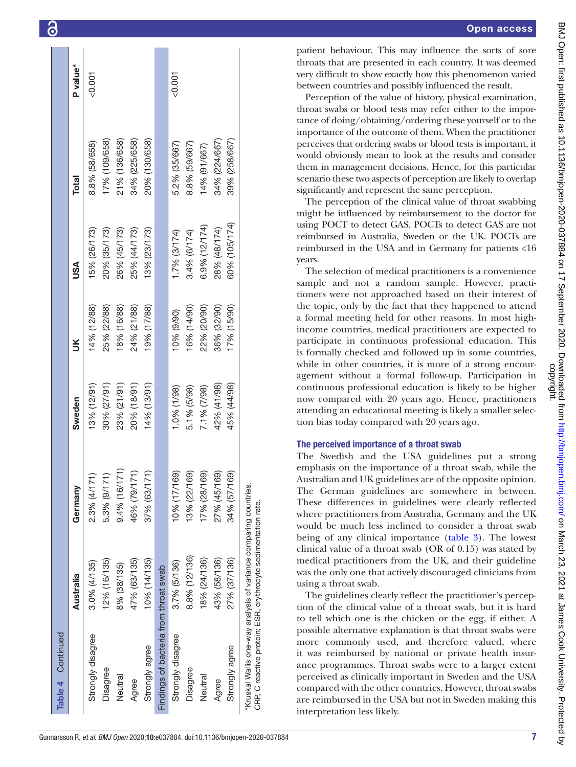**Table 4** Continued

| | Australia | Germany | Sweden | UK | USA | Total | P value* |
|---|---|---|---|---|---|---|---|
| Strongly disagree | 3.0% (4/135) | 2.3% (4/171) | 13% (12/91) | 14% (12/88) | 15% (26/173) | 8.8% (58/658) | <0.001 |
| Disagree | 12% (16/135) | 5.3% (9/171) | 30% (27/91) | 25% (22/88) | 20% (35/173) | 17% (109/658) | |
| Neutral | 8% (38/135) | 9.4% (16/171) | 23% (21/91) | 18% (16/88) | 26% (45/173) | 21% (136/658) | |
| Agree | 47% (63/135) | 46% (79/171) | 20% (18/91) | 24% (21/88) | 25% (44/173) | 34% (225/658) | |
| Strongly agree | 10% (14/135) | 37% (63/171) | 14% (13/91) | 19% (17/88) | 13% (23/173) | 20% (130/658) | |
| **Findings of bacteria from throat swab** | | | | | | | |
| Strongly disagree | 3.7% (5/136) | 10% (17/169) | 1.0% (1/98) | 10% (9/90) | 1.7% (3/174) | 5.2% (35/667) | <0.001 |
| Disagree | 8.8% (12/136) | 13% (22/169) | 5.1% (5/98) | 16% (14/90) | 3.4% (6/174) | 8.8% (59/667) | |
| Neutral | 18% (24/136) | 17% (28/169) | 7.1% (7/98) | 22% (20/90) | 6.9% (12/174) | 14% (91/667) | |
| Agree | 43% (58/136) | 27% (45/169) | 42% (41/98) | 36% (32/90) | 28% (48/174) | 34% (224/667) | |
| Strongly agree | 27% (37/136) | 34% (57/169) | 45% (44/98) | 17% (15/90) | 60% (105/174) | 39% (258/667) | |

*Kruskal Wallis one-way analysis of variance comparing countries.
CRP, C reactive protein; ESR, erythrocyte sedimentation rate.

patient behaviour. This may influence the sorts of sore throats that are presented in each country. It was deemed very difficult to show exactly how this phenomenon varied between countries and possibly influenced the result.

Perception of the value of history, physical examination, throat swabs or blood tests may refer either to the importance of doing/obtaining/ordering these yourself or to the importance of the outcome of them. When the practitioner perceives that ordering swabs or blood tests is important, it would obviously mean to look at the results and consider them in management decisions. Hence, for this particular scenario these two aspects of perception are likely to overlap significantly and represent the same perception.

The perception of the clinical value of throat swabbing might be influenced by reimbursement to the doctor for using POCT to detect GAS. POCTs to detect GAS are not reimbursed in Australia, Sweden or the UK. POCTs are reimbursed in the USA and in Germany for patients <16 years.

The selection of medical practitioners is a convenience sample and not a random sample. However, practitioners were not approached based on their interest of the topic, only by the fact that they happened to attend a formal meeting held for other reasons. In most high-income countries, medical practitioners are expected to participate in continuous professional education. This is formally checked and followed up in some countries, while in other countries, it is more of a strong encouragement without a formal follow-up. Participation in continuous professional education is likely to be higher now compared with 20 years ago. Hence, practitioners attending an educational meeting is likely a smaller selection bias today compared with 20 years ago.

## The perceived importance of a throat swab

The Swedish and the USA guidelines put a strong emphasis on the importance of a throat swab, while the Australian and UK guidelines are of the opposite opinion. The German guidelines are somewhere in between. These differences in guidelines were clearly reflected where practitioners from Australia, Germany and the UK would be much less inclined to consider a throat swab being of any clinical importance (table 3). The lowest clinical value of a throat swab (OR of 0.15) was stated by medical practitioners from the UK, and their guideline was the only one that actively discouraged clinicians from using a throat swab.

The guidelines clearly reflect the practitioner's perception of the clinical value of a throat swab, but it is hard to tell which one is the chicken or the egg, if either. A possible alternative explanation is that throat swabs were more commonly used, and therefore valued, where it was reimbursed by national or private health insurance programmes. Throat swabs were to a larger extent perceived as clinically important in Sweden and the USA compared with the other countries. However, throat swabs are reimbursed in the USA but not in Sweden making this interpretation less likely.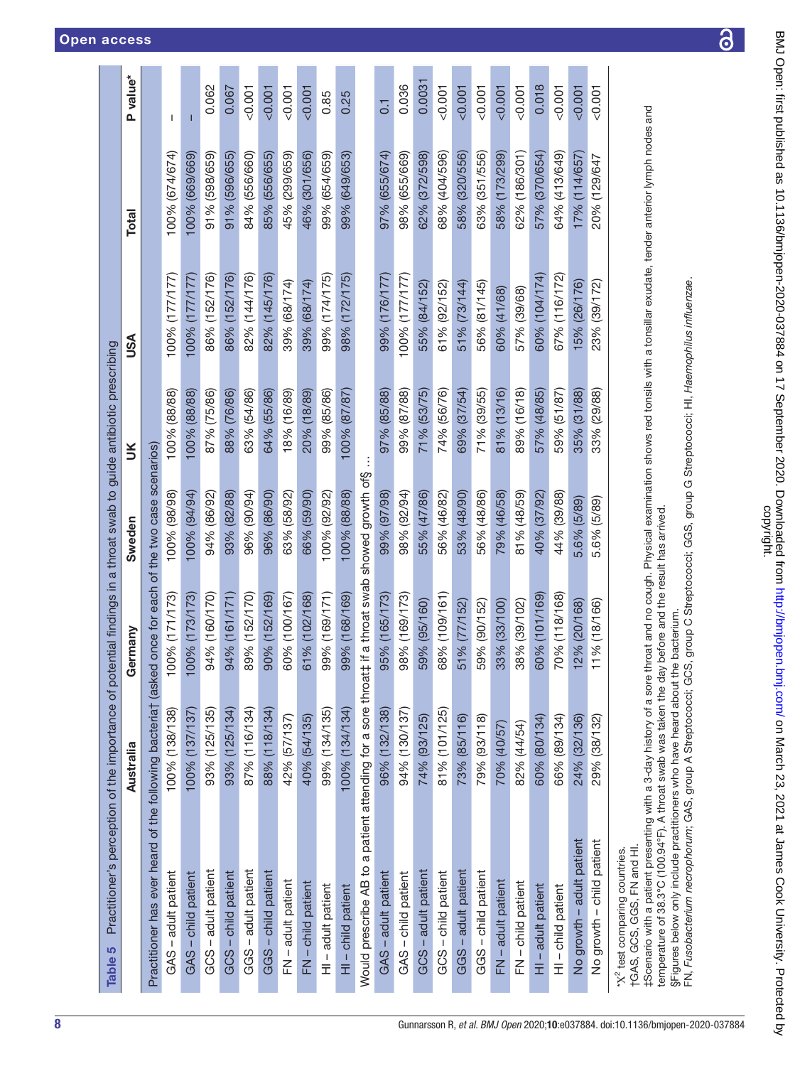**Table 5** Practitioner's perception of the importance of potential findings in a throat swab to guide antibiotic prescribing

| | Australia | Germany | Sweden | UK | USA | Total | P value* |
|---|---|---|---|---|---|---|---|
| Practitioner has ever heard of the following bacteria† (asked once for each of the two case scenarios) | | | | | | | |
| GAS – adult patient | 100% (138/138) | 100% (171/173) | 100% (98/98) | 100% (88/88) | 100% (177/177) | 100% (674/674) | – |
| GAS – child patient | 100% (137/137) | 100% (173/173) | 100% (94/94) | 100% (88/88) | 100% (177/177) | 100% (669/669) | – |
| GCS – adult patient | 93% (125/135) | 94% (160/170) | 94% (86/92) | 87% (75/86) | 86% (152/176) | 91% (598/659) | 0.062 |
| GCS – child patient | 93% (125/134) | 94% (161/171) | 93% (82/88) | 88% (76/86) | 86% (152/176) | 91% (596/655) | 0.067 |
| GGS – adult patient | 87% (116/134) | 89% (152/170) | 96% (90/94) | 63% (54/86) | 82% (144/176) | 84% (556/660) | <0.001 |
| GGS – child patient | 88% (118/134) | 90% (152/169) | 96% (86/90) | 64% (55/86) | 82% (145/176) | 85% (556/655) | <0.001 |
| FN – adult patient | 42% (57/137) | 60% (100/167) | 63% (58/92) | 18% (16/89) | 39% (68/174) | 45% (299/659) | <0.001 |
| FN – child patient | 40% (54/135) | 61% (102/168) | 66% (59/90) | 20% (18/89) | 39% (68/174) | 46% (301/656) | <0.001 |
| HI – adult patient | 99% (134/135) | 99% (169/171) | 100% (92/92) | 99% (85/86) | 99% (174/175) | 99% (654/659) | 0.85 |
| HI – child patient | 100% (134/134) | 99% (168/169) | 100% (88/88) | 100% (87/87) | 98% (172/175) | 99% (649/653) | 0.25 |
| Would prescribe AB to a patient attending for a sore throat‡ if a throat swab showed growth of§ … | | | | | | | |
| GAS – adult patient | 96% (132/138) | 95% (165/173) | 99% (97/98) | 97% (85/88) | 99% (176/177) | 97% (655/674) | 0.1 |
| GAS – child patient | 94% (130/137) | 98% (169/173) | 98% (92/94) | 99% (87/88) | 100% (177/177) | 98% (655/669) | 0.036 |
| GCS – adult patient | 74% (93/125) | 59% (95/160) | 55% (47/86) | 71% (53/75) | 55% (84/152) | 62% (372/598) | 0.0031 |
| GCS – child patient | 81% (101/125) | 68% (109/161) | 56% (46/82) | 74% (56/76) | 61% (92/152) | 68% (404/596) | <0.001 |
| GGS – adult patient | 73% (85/116) | 51% (77/152) | 53% (48/90) | 69% (37/54) | 51% (73/144) | 58% (320/556) | <0.001 |
| GGS – child patient | 79% (93/118) | 59% (90/152) | 56% (48/86) | 71% (39/55) | 56% (81/145) | 63% (351/556) | <0.001 |
| FN – adult patient | 70% (40/57) | 33% (33/100) | 79% (46/58) | 81% (13/16) | 60% (41/68) | 58% (173/299) | <0.001 |
| FN – child patient | 82% (44/54) | 38% (39/102) | 81% (48/59) | 89% (16/18) | 57% (39/68) | 62% (186/301) | <0.001 |
| HI – adult patient | 60% (80/134) | 60% (101/169) | 40% (37/92) | 57% (48/85) | 60% (104/174) | 57% (370/654) | 0.018 |
| HI – child patient | 66% (89/134) | 70% (118/168) | 44% (39/88) | 59% (51/87) | 67% (116/172) | 64% (413/649) | <0.001 |
| No growth – adult patient | 24% (32/136) | 12% (20/168) | 5.6% (5/89) | 35% (31/88) | 15% (26/176) | 17% (114/657) | <0.001 |
| No growth – child patient | 29% (38/132) | 11% (18/166) | 5.6% (5/89) | 33% (29/88) | 23% (39/172) | 20% (129/647 | <0.001 |

*$\chi^2$ test comparing countries.
†GAS, GCS, GGS, FN and HI.
‡Scenario with a patient presenting with a 3-day history of a sore throat and no cough. Physical examination shows red tonsils with a tonsillar exudate, tender anterior lymph nodes and temperature of 38.3°C (100.94°F). A throat swab was taken the day before and the result has arrived.
§Figures below only include practitioners who have heard about the bacterium.
FN, *Fusobacterium necrophorum*; GAS, group A Streptococci; GCS, group C Streptococci; GGS, group G Streptococci; HI, *Haemophilus influenzae*.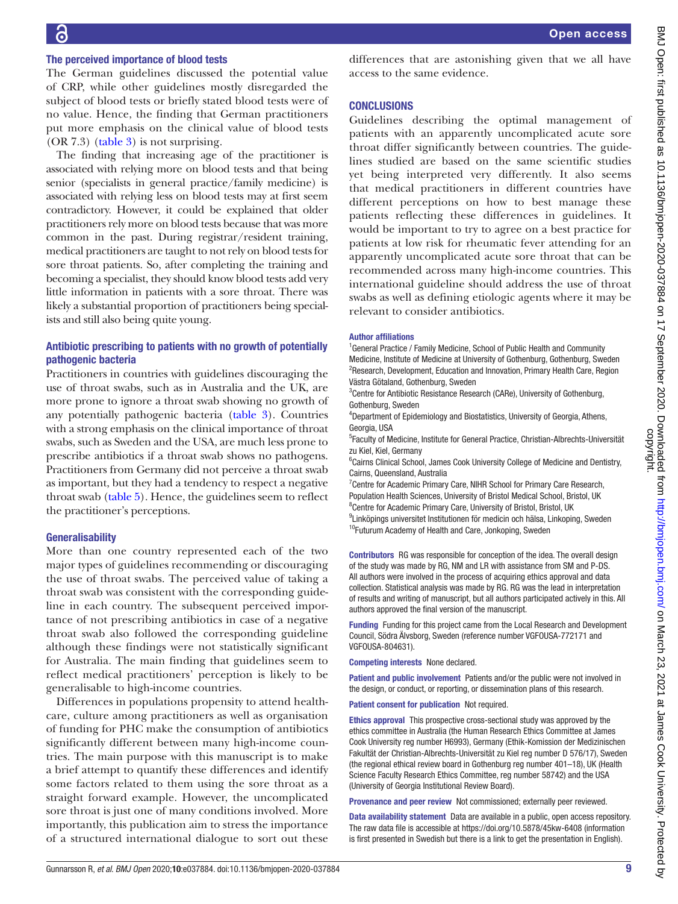### The perceived importance of blood tests

The German guidelines discussed the potential value of CRP, while other guidelines mostly disregarded the subject of blood tests or briefly stated blood tests were of no value. Hence, the finding that German practitioners put more emphasis on the clinical value of blood tests (OR 7.3) (table 3) is not surprising.

The finding that increasing age of the practitioner is associated with relying more on blood tests and that being senior (specialists in general practice/family medicine) is associated with relying less on blood tests may at first seem contradictory. However, it could be explained that older practitioners rely more on blood tests because that was more common in the past. During registrar/resident training, medical practitioners are taught to not rely on blood tests for sore throat patients. So, after completing the training and becoming a specialist, they should know blood tests add very little information in patients with a sore throat. There was likely a substantial proportion of practitioners being specialists and still also being quite young.

### Antibiotic prescribing to patients with no growth of potentially pathogenic bacteria

Practitioners in countries with guidelines discouraging the use of throat swabs, such as in Australia and the UK, are more prone to ignore a throat swab showing no growth of any potentially pathogenic bacteria (table 3). Countries with a strong emphasis on the clinical importance of throat swabs, such as Sweden and the USA, are much less prone to prescribe antibiotics if a throat swab shows no pathogens. Practitioners from Germany did not perceive a throat swab as important, but they had a tendency to respect a negative throat swab (table 5). Hence, the guidelines seem to reflect the practitioner's perceptions.

### Generalisability

More than one country represented each of the two major types of guidelines recommending or discouraging the use of throat swabs. The perceived value of taking a throat swab was consistent with the corresponding guideline in each country. The subsequent perceived importance of not prescribing antibiotics in case of a negative throat swab also followed the corresponding guideline although these findings were not statistically significant for Australia. The main finding that guidelines seem to reflect medical practitioners' perception is likely to be generalisable to high-income countries.

Differences in populations propensity to attend healthcare, culture among practitioners as well as organisation of funding for PHC make the consumption of antibiotics significantly different between many high-income countries. The main purpose with this manuscript is to make a brief attempt to quantify these differences and identify some factors related to them using the sore throat as a straight forward example. However, the uncomplicated sore throat is just one of many conditions involved. More importantly, this publication aim to stress the importance of a structured international dialogue to sort out these differences that are astonishing given that we all have access to the same evidence.

## CONCLUSIONS

Guidelines describing the optimal management of patients with an apparently uncomplicated acute sore throat differ significantly between countries. The guidelines studied are based on the same scientific studies yet being interpreted very differently. It also seems that medical practitioners in different countries have different perceptions on how to best manage these patients reflecting these differences in guidelines. It would be important to try to agree on a best practice for patients at low risk for rheumatic fever attending for an apparently uncomplicated acute sore throat that can be recommended across many high-income countries. This international guideline should address the use of throat swabs as well as defining etiologic agents where it may be relevant to consider antibiotics.

**Author affiliations**

[1]General Practice / Family Medicine, School of Public Health and Community Medicine, Institute of Medicine at University of Gothenburg, Gothenburg, Sweden
[2]Research, Development, Education and Innovation, Primary Health Care, Region Västra Götaland, Gothenburg, Sweden
[3]Centre for Antibiotic Resistance Research (CARe), University of Gothenburg, Gothenburg, Sweden
[4]Department of Epidemiology and Biostatistics, University of Georgia, Athens, Georgia, USA
[5]Faculty of Medicine, Institute for General Practice, Christian-Albrechts-Universität zu Kiel, Kiel, Germany
[6]Cairns Clinical School, James Cook University College of Medicine and Dentistry, Cairns, Queensland, Australia
[7]Centre for Academic Primary Care, NIHR School for Primary Care Research, Population Health Sciences, University of Bristol Medical School, Bristol, UK
[8]Centre for Academic Primary Care, University of Bristol, Bristol, UK
[9]Linköpings universitet Institutionen för medicin och hälsa, Linkoping, Sweden
[10]Futurum Academy of Health and Care, Jonkoping, Sweden

**Contributors** RG was responsible for conception of the idea. The overall design of the study was made by RG, NM and LR with assistance from SM and P-DS. All authors were involved in the process of acquiring ethics approval and data collection. Statistical analysis was made by RG. RG was the lead in interpretation of results and writing of manuscript, but all authors participated actively in this. All authors approved the final version of the manuscript.

**Funding** Funding for this project came from the Local Research and Development Council, Södra Älvsborg, Sweden (reference number VGFOUSA-772171 and VGFOUSA-804631).

**Competing interests** None declared.

**Patient and public involvement** Patients and/or the public were not involved in the design, or conduct, or reporting, or dissemination plans of this research.

**Patient consent for publication** Not required.

**Ethics approval** This prospective cross-sectional study was approved by the ethics committee in Australia (the Human Research Ethics Committee at James Cook University reg number H6993), Germany (Ethik-Komission der Medizinischen Fakultät der Christian-Albrechts-Universität zu Kiel reg number D 576/17), Sweden (the regional ethical review board in Gothenburg reg number 401–18), UK (Health Science Faculty Research Ethics Committee, reg number 58742) and the USA (University of Georgia Institutional Review Board).

**Provenance and peer review** Not commissioned; externally peer reviewed.

**Data availability statement** Data are available in a public, open access repository. The raw data file is accessible at https://doi.org/10.5878/45kw-6408 (information is first presented in Swedish but there is a link to get the presentation in English).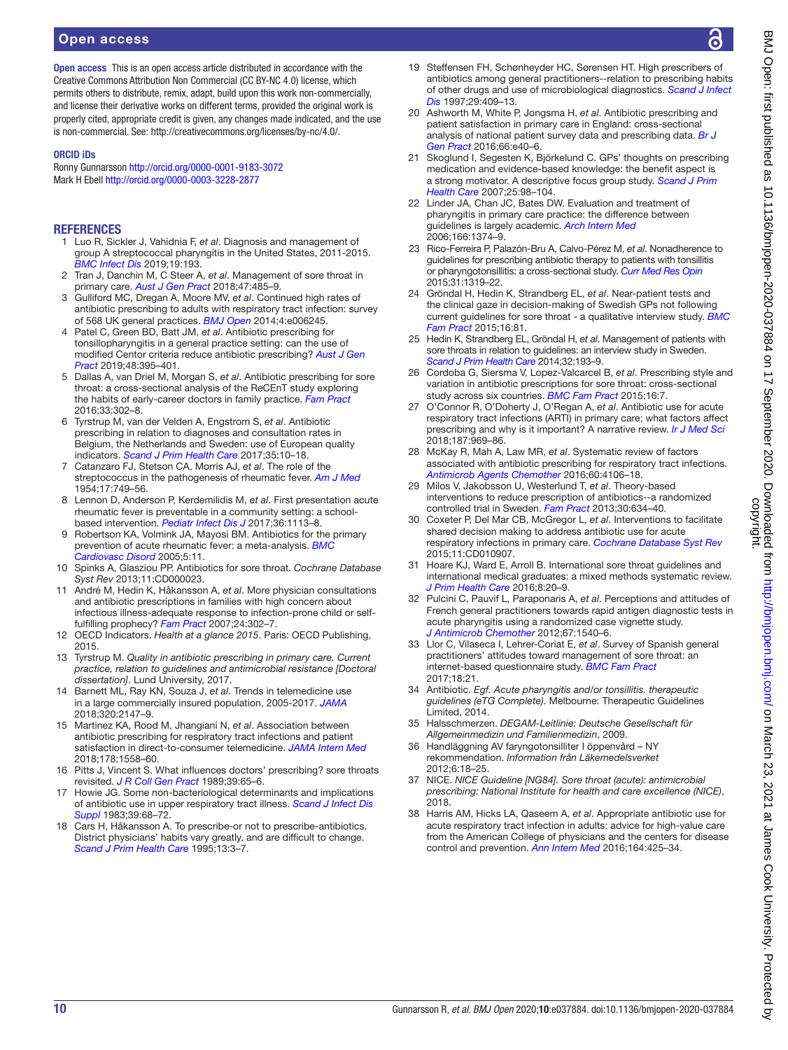**Open access** This is an open access article distributed in accordance with the Creative Commons Attribution Non Commercial (CC BY-NC 4.0) license, which permits others to distribute, remix, adapt, build upon this work non-commercially, and license their derivative works on different terms, provided the original work is properly cited, appropriate credit is given, any changes made indicated, and the use is non-commercial. See: http://creativecommons.org/licenses/by-nc/4.0/.

### ORCID iDs

Ronny Gunnarsson http://orcid.org/0000-0001-9183-3072
Mark H Ebell http://orcid.org/0000-0003-3228-2877

## REFERENCES

1. Luo R, Sickler J, Vahidnia F, *et al*. Diagnosis and management of group A streptococcal pharyngitis in the United States, 2011-2015. *BMC Infect Dis* 2019;19:193.
2. Tran J, Danchin M, C Steer A, *et al*. Management of sore throat in primary care. *Aust J Gen Pract* 2018;47:485–9.
3. Gulliford MC, Dregan A, Moore MV, *et al*. Continued high rates of antibiotic prescribing to adults with respiratory tract infection: survey of 568 UK general practices. *BMJ Open* 2014;4:e006245.
4. Patel C, Green BD, Batt JM, *et al*. Antibiotic prescribing for tonsillopharyngitis in a general practice setting: can the use of modified Centor criteria reduce antibiotic prescribing? *Aust J Gen Pract* 2019;48:395–401.
5. Dallas A, van Driel M, Morgan S, *et al*. Antibiotic prescribing for sore throat: a cross-sectional analysis of the ReCEnT study exploring the habits of early-career doctors in family practice. *Fam Pract* 2016;33:302–8.
6. Tyrstrup M, van der Velden A, Engstrom S, *et al*. Antibiotic prescribing in relation to diagnoses and consultation rates in Belgium, the Netherlands and Sweden: use of European quality indicators. *Scand J Prim Health Care* 2017;35:10–18.
7. Catanzaro FJ, Stetson CA, Morris AJ, *et al*. The role of the streptococcus in the pathogenesis of rheumatic fever. *Am J Med* 1954;17:749–56.
8. Lennon D, Anderson P, Kerdemilidis M, *et al*. First presentation acute rheumatic fever is preventable in a community setting: a school-based intervention. *Pediatr Infect Dis J* 2017;36:1113–8.
9. Robertson KA, Volmink JA, Mayosi BM. Antibiotics for the primary prevention of acute rheumatic fever: a meta-analysis. *BMC Cardiovasc Disord* 2005;5:11.
10. Spinks A, Glasziou PP. Antibiotics for sore throat. *Cochrane Database Syst Rev* 2013;11:CD000023.
11. André M, Hedin K, Håkansson A, *et al*. More physician consultations and antibiotic prescriptions in families with high concern about infectious illness-adequate response to infection-prone child or self-fulfilling prophecy? *Fam Pract* 2007;24:302–7.
12. OECD Indicators. *Health at a glance 2015*. Paris: OECD Publishing, 2015.
13. Tyrstrup M. *Quality in antibiotic prescribing in primary care. Current practice, relation to guidelines and antimicrobial resistance [Doctoral dissertation]*. Lund University, 2017.
14. Barnett ML, Ray KN, Souza J, *et al*. Trends in telemedicine use in a large commercially insured population, 2005-2017. *JAMA* 2018;320:2147–9.
15. Martinez KA, Rood M, Jhangiani N, *et al*. Association between antibiotic prescribing for respiratory tract infections and patient satisfaction in direct-to-consumer telemedicine. *JAMA Intern Med* 2018;178:1558–60.
16. Pitts J, Vincent S. What influences doctors' prescribing? sore throats revisited. *J R Coll Gen Pract* 1989;39:65–6.
17. Howie JG. Some non-bacteriological determinants and implications of antibiotic use in upper respiratory tract illness. *Scand J Infect Dis Suppl* 1983;39:68–72.
18. Cars H, Håkansson A. To prescribe-or not to prescribe-antibiotics. District physicians' habits vary greatly, and are difficult to change. *Scand J Prim Health Care* 1995;13:3–7.
19. Steffensen FH, Schønheyder HC, Sørensen HT. High prescribers of antibiotics among general practitioners--relation to prescribing habits of other drugs and use of microbiological diagnostics. *Scand J Infect Dis* 1997;29:409–13.
20. Ashworth M, White P, Jongsma H, *et al*. Antibiotic prescribing and patient satisfaction in primary care in England: cross-sectional analysis of national patient survey data and prescribing data. *Br J Gen Pract* 2016;66:e40–6.
21. Skoglund I, Segesten K, Björkelund C. GPs' thoughts on prescribing medication and evidence-based knowledge: the benefit aspect is a strong motivator. A descriptive focus group study. *Scand J Prim Health Care* 2007;25:98–104.
22. Linder JA, Chan JC, Bates DW. Evaluation and treatment of pharyngitis in primary care practice: the difference between guidelines is largely academic. *Arch Intern Med* 2006;166:1374–9.
23. Rico-Ferreira P, Palazón-Bru A, Calvo-Pérez M, *et al*. Nonadherence to guidelines for prescribing antibiotic therapy to patients with tonsillitis or pharyngotonsillitis: a cross-sectional study. *Curr Med Res Opin* 2015;31:1319–22.
24. Gröndal H, Hedin K, Strandberg EL, *et al*. Near-patient tests and the clinical gaze in decision-making of Swedish GPs not following current guidelines for sore throat - a qualitative interview study. *BMC Fam Pract* 2015;16:81.
25. Hedin K, Strandberg EL, Gröndal H, *et al*. Management of patients with sore throats in relation to guidelines: an interview study in Sweden. *Scand J Prim Health Care* 2014;32:193–9.
26. Cordoba G, Siersma V, Lopez-Valcarcel B, *et al*. Prescribing style and variation in antibiotic prescriptions for sore throat: cross-sectional study across six countries. *BMC Fam Pract* 2015;16:7.
27. O'Connor R, O'Doherty J, O'Regan A, *et al*. Antibiotic use for acute respiratory tract infections (ARTI) in primary care; what factors affect prescribing and why is it important? A narrative review. *Ir J Med Sci* 2018;187:969–86.
28. McKay R, Mah A, Law MR, *et al*. Systematic review of factors associated with antibiotic prescribing for respiratory tract infections. *Antimicrob Agents Chemother* 2016;60:4106–18.
29. Milos V, Jakobsson U, Westerlund T, *et al*. Theory-based interventions to reduce prescription of antibiotics--a randomized controlled trial in Sweden. *Fam Pract* 2013;30:634–40.
30. Coxeter P, Del Mar CB, McGregor L, *et al*. Interventions to facilitate shared decision making to address antibiotic use for acute respiratory infections in primary care. *Cochrane Database Syst Rev* 2015;11:CD010907.
31. Hoare KJ, Ward E, Arroll B. International sore throat guidelines and international medical graduates: a mixed methods systematic review. *J Prim Health Care* 2016;8:20–9.
32. Pulcini C, Pauvif L, Paraponaris A, *et al*. Perceptions and attitudes of French general practitioners towards rapid antigen diagnostic tests in acute pharyngitis using a randomized case vignette study. *J Antimicrob Chemother* 2012;67:1540–6.
33. Llor C, Vilaseca I, Lehrer-Coriat E, *et al*. Survey of Spanish general practitioners' attitudes toward management of sore throat: an internet-based questionnaire study. *BMC Fam Pract* 2017;18:21.
34. Antibiotic. *Egf. Acute pharyngitis and/or tonsillitis. therapeutic guidelines (eTG Complete)*. Melbourne: Therapeutic Guidelines Limited, 2014.
35. Halsschmerzen. *DEGAM-Leitlinie: Deutsche Gesellschaft für Allgemeinmedizin und Familienmedizin*, 2009.
36. Handläggning AV faryngotonsilliter I öppenvård – NY rekommendation. *Information från Läkemedelsverket* 2012;6:18–25.
37. NICE. *NICE Guideline [NG84]. Sore throat (acute): antimicrobial prescribing: National Institute for health and care excellence (NICE)*, 2018.
38. Harris AM, Hicks LA, Qaseem A, *et al*. Appropriate antibiotic use for acute respiratory tract infection in adults: advice for high-value care from the American College of physicians and the centers for disease control and prevention. *Ann Intern Med* 2016;164:425–34.